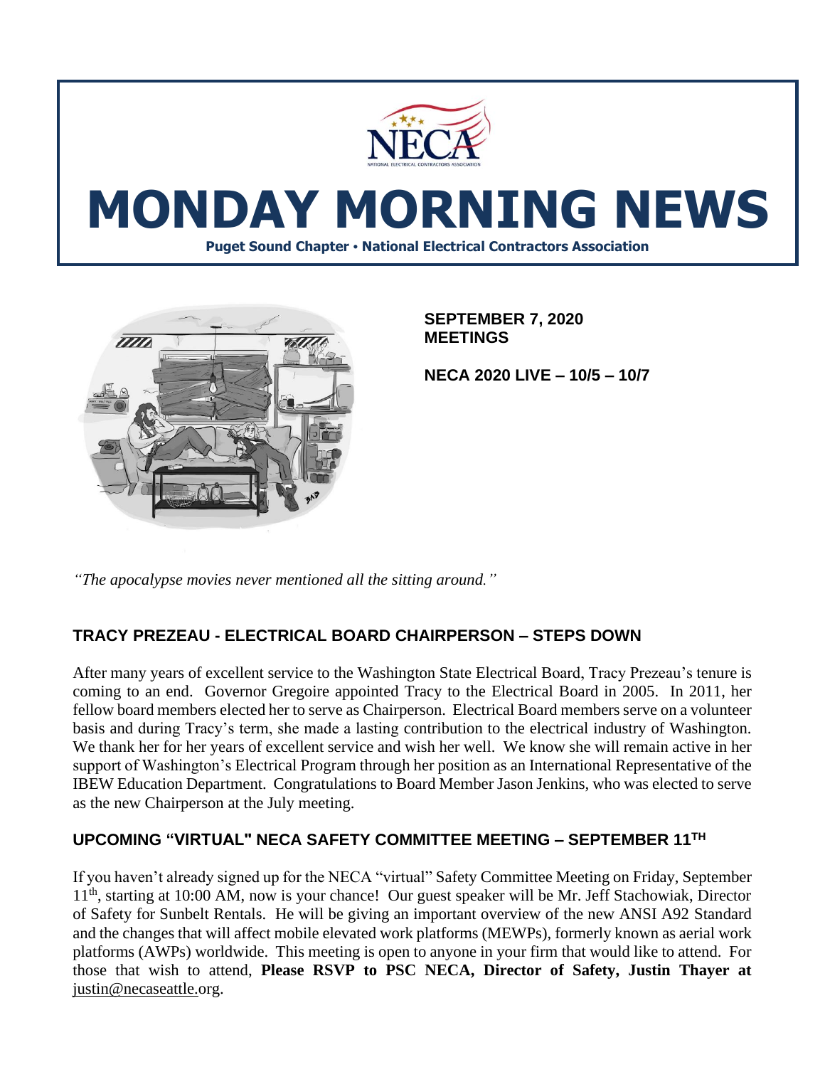# MONDAY MORNING NEWS

**Puget Sound Chapter • National Electrical Contractors Association**

**SEPTEMBER 7, 2020**
**MEETINGS**

**NECA 2020 LIVE – 10/5 – 10/7**

*"The apocalypse movies never mentioned all the sitting around."*

## TRACY PREZEAU - ELECTRICAL BOARD CHAIRPERSON – STEPS DOWN

After many years of excellent service to the Washington State Electrical Board, Tracy Prezeau's tenure is coming to an end. Governor Gregoire appointed Tracy to the Electrical Board in 2005. In 2011, her fellow board members elected her to serve as Chairperson. Electrical Board members serve on a volunteer basis and during Tracy's term, she made a lasting contribution to the electrical industry of Washington. We thank her for her years of excellent service and wish her well. We know she will remain active in her support of Washington's Electrical Program through her position as an International Representative of the IBEW Education Department. Congratulations to Board Member Jason Jenkins, who was elected to serve as the new Chairperson at the July meeting.

## UPCOMING "VIRTUAL" NECA SAFETY COMMITTEE MEETING – SEPTEMBER 11TH

If you haven't already signed up for the NECA "virtual" Safety Committee Meeting on Friday, September 11th, starting at 10:00 AM, now is your chance! Our guest speaker will be Mr. Jeff Stachowiak, Director of Safety for Sunbelt Rentals. He will be giving an important overview of the new ANSI A92 Standard and the changes that will affect mobile elevated work platforms (MEWPs), formerly known as aerial work platforms (AWPs) worldwide. This meeting is open to anyone in your firm that would like to attend. For those that wish to attend, **Please RSVP to PSC NECA, Director of Safety, Justin Thayer at** justin@necaseattle.org.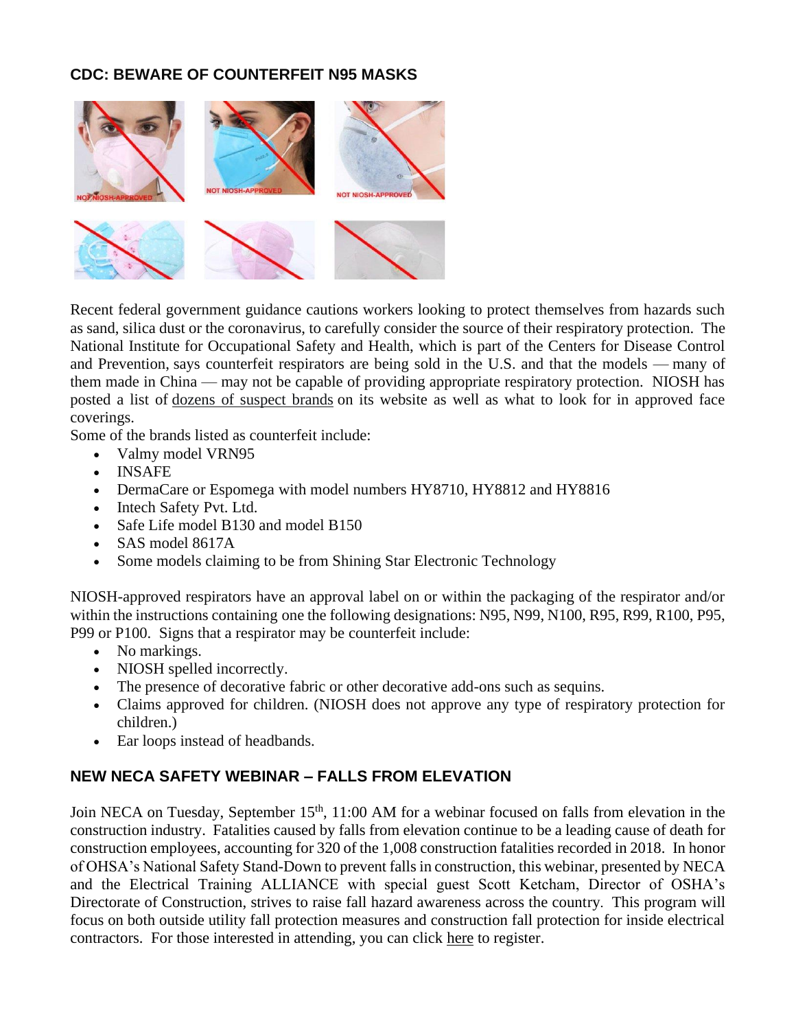## CDC: BEWARE OF COUNTERFEIT N95 MASKS

Recent federal government guidance cautions workers looking to protect themselves from hazards such as sand, silica dust or the coronavirus, to carefully consider the source of their respiratory protection. The National Institute for Occupational Safety and Health, which is part of the Centers for Disease Control and Prevention, says counterfeit respirators are being sold in the U.S. and that the models — many of them made in China — may not be capable of providing appropriate respiratory protection. NIOSH has posted a list of dozens of suspect brands on its website as well as what to look for in approved face coverings.

Some of the brands listed as counterfeit include:

- Valmy model VRN95
- INSAFE
- DermaCare or Espomega with model numbers HY8710, HY8812 and HY8816
- Intech Safety Pvt. Ltd.
- Safe Life model B130 and model B150
- SAS model 8617A
- Some models claiming to be from Shining Star Electronic Technology

NIOSH-approved respirators have an approval label on or within the packaging of the respirator and/or within the instructions containing one the following designations: N95, N99, N100, R95, R99, R100, P95, P99 or P100. Signs that a respirator may be counterfeit include:

- No markings.
- NIOSH spelled incorrectly.
- The presence of decorative fabric or other decorative add-ons such as sequins.
- Claims approved for children. (NIOSH does not approve any type of respiratory protection for children.)
- Ear loops instead of headbands.

## NEW NECA SAFETY WEBINAR – FALLS FROM ELEVATION

Join NECA on Tuesday, September 15th, 11:00 AM for a webinar focused on falls from elevation in the construction industry. Fatalities caused by falls from elevation continue to be a leading cause of death for construction employees, accounting for 320 of the 1,008 construction fatalities recorded in 2018. In honor of OHSA's National Safety Stand-Down to prevent falls in construction, this webinar, presented by NECA and the Electrical Training ALLIANCE with special guest Scott Ketcham, Director of OSHA's Directorate of Construction, strives to raise fall hazard awareness across the country. This program will focus on both outside utility fall protection measures and construction fall protection for inside electrical contractors. For those interested in attending, you can click here to register.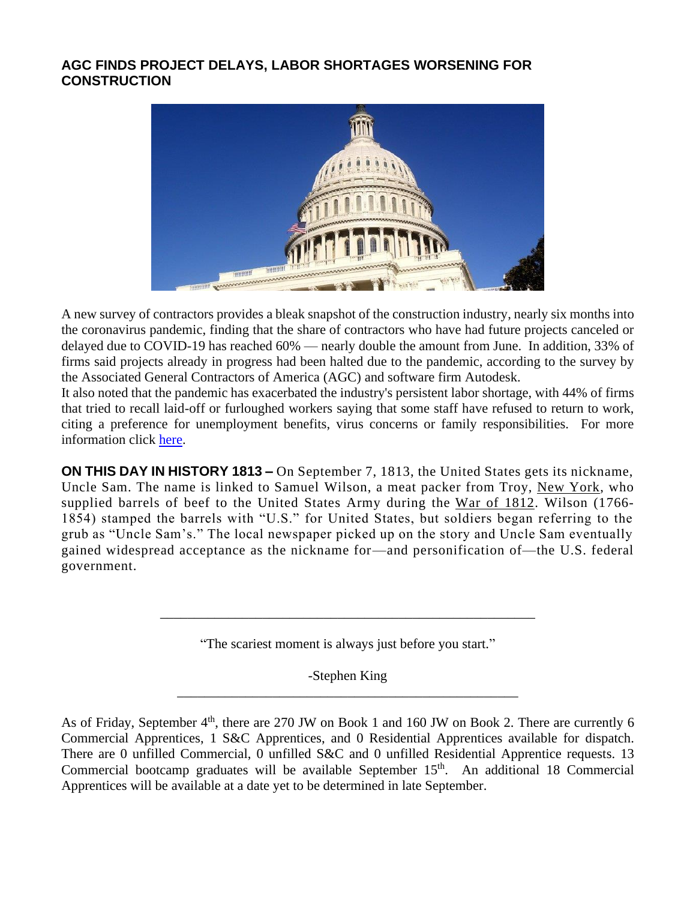**AGC FINDS PROJECT DELAYS, LABOR SHORTAGES WORSENING FOR CONSTRUCTION**

A new survey of contractors provides a bleak snapshot of the construction industry, nearly six months into the coronavirus pandemic, finding that the share of contractors who have had future projects canceled or delayed due to COVID-19 has reached 60% — nearly double the amount from June. In addition, 33% of firms said projects already in progress had been halted due to the pandemic, according to the survey by the Associated General Contractors of America (AGC) and software firm Autodesk.

It also noted that the pandemic has exacerbated the industry's persistent labor shortage, with 44% of firms that tried to recall laid-off or furloughed workers saying that some staff have refused to return to work, citing a preference for unemployment benefits, virus concerns or family responsibilities. For more information click here.

**ON THIS DAY IN HISTORY 1813 –** On September 7, 1813, the United States gets its nickname, Uncle Sam. The name is linked to Samuel Wilson, a meat packer from Troy, New York, who supplied barrels of beef to the United States Army during the War of 1812. Wilson (1766-1854) stamped the barrels with "U.S." for United States, but soldiers began referring to the grub as "Uncle Sam's." The local newspaper picked up on the story and Uncle Sam eventually gained widespread acceptance as the nickname for—and personification of—the U.S. federal government.

---

"The scariest moment is always just before you start."

-Stephen King

---

As of Friday, September 4th, there are 270 JW on Book 1 and 160 JW on Book 2. There are currently 6 Commercial Apprentices, 1 S&C Apprentices, and 0 Residential Apprentices available for dispatch. There are 0 unfilled Commercial, 0 unfilled S&C and 0 unfilled Residential Apprentice requests. 13 Commercial bootcamp graduates will be available September 15th. An additional 18 Commercial Apprentices will be available at a date yet to be determined in late September.